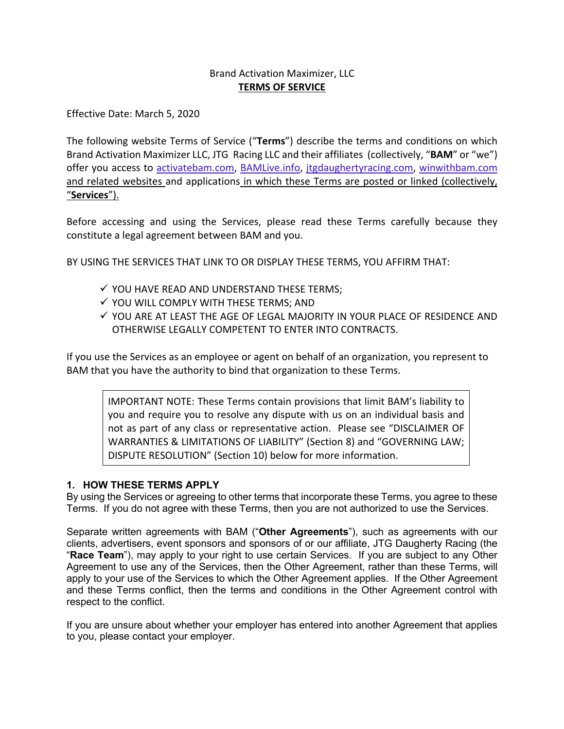Brand Activation Maximizer, LLC

**TERMS OF SERVICE**

Effective Date: March 5, 2020

The following website Terms of Service ("**Terms**") describe the terms and conditions on which Brand Activation Maximizer LLC, JTG Racing LLC and their affiliates (collectively, "**BAM**" or "we") offer you access to activatebam.com, BAMLive.info, jtgdaughertyracing.com, winwithbam.com and related websites and applications in which these Terms are posted or linked (collectively, "**Services**").

Before accessing and using the Services, please read these Terms carefully because they constitute a legal agreement between BAM and you.

BY USING THE SERVICES THAT LINK TO OR DISPLAY THESE TERMS, YOU AFFIRM THAT:

- ✓ YOU HAVE READ AND UNDERSTAND THESE TERMS;
- ✓ YOU WILL COMPLY WITH THESE TERMS; AND
- ✓ YOU ARE AT LEAST THE AGE OF LEGAL MAJORITY IN YOUR PLACE OF RESIDENCE AND OTHERWISE LEGALLY COMPETENT TO ENTER INTO CONTRACTS.

If you use the Services as an employee or agent on behalf of an organization, you represent to BAM that you have the authority to bind that organization to these Terms.

> IMPORTANT NOTE: These Terms contain provisions that limit BAM's liability to you and require you to resolve any dispute with us on an individual basis and not as part of any class or representative action. Please see "DISCLAIMER OF WARRANTIES & LIMITATIONS OF LIABILITY" (Section 8) and "GOVERNING LAW; DISPUTE RESOLUTION" (Section 10) below for more information.

## 1. HOW THESE TERMS APPLY

By using the Services or agreeing to other terms that incorporate these Terms, you agree to these Terms. If you do not agree with these Terms, then you are not authorized to use the Services.

Separate written agreements with BAM ("**Other Agreements**"), such as agreements with our clients, advertisers, event sponsors and sponsors of or our affiliate, JTG Daugherty Racing (the "**Race Team**"), may apply to your right to use certain Services. If you are subject to any Other Agreement to use any of the Services, then the Other Agreement, rather than these Terms, will apply to your use of the Services to which the Other Agreement applies. If the Other Agreement and these Terms conflict, then the terms and conditions in the Other Agreement control with respect to the conflict.

If you are unsure about whether your employer has entered into another Agreement that applies to you, please contact your employer.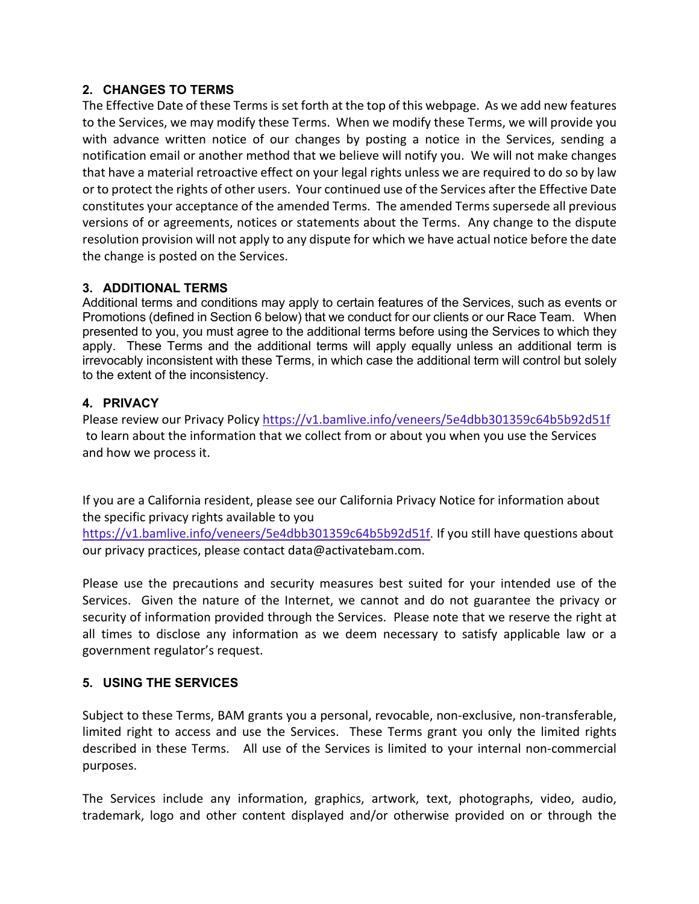## 2. CHANGES TO TERMS

The Effective Date of these Terms is set forth at the top of this webpage. As we add new features to the Services, we may modify these Terms. When we modify these Terms, we will provide you with advance written notice of our changes by posting a notice in the Services, sending a notification email or another method that we believe will notify you. We will not make changes that have a material retroactive effect on your legal rights unless we are required to do so by law or to protect the rights of other users. Your continued use of the Services after the Effective Date constitutes your acceptance of the amended Terms. The amended Terms supersede all previous versions of or agreements, notices or statements about the Terms. Any change to the dispute resolution provision will not apply to any dispute for which we have actual notice before the date the change is posted on the Services.

## 3. ADDITIONAL TERMS

Additional terms and conditions may apply to certain features of the Services, such as events or Promotions (defined in Section 6 below) that we conduct for our clients or our Race Team. When presented to you, you must agree to the additional terms before using the Services to which they apply. These Terms and the additional terms will apply equally unless an additional term is irrevocably inconsistent with these Terms, in which case the additional term will control but solely to the extent of the inconsistency.

## 4. PRIVACY

Please review our Privacy Policy https://v1.bamlive.info/veneers/5e4dbb301359c64b5b92d51f to learn about the information that we collect from or about you when you use the Services and how we process it.

If you are a California resident, please see our California Privacy Notice for information about the specific privacy rights available to you https://v1.bamlive.info/veneers/5e4dbb301359c64b5b92d51f. If you still have questions about our privacy practices, please contact data@activatebam.com.

Please use the precautions and security measures best suited for your intended use of the Services. Given the nature of the Internet, we cannot and do not guarantee the privacy or security of information provided through the Services. Please note that we reserve the right at all times to disclose any information as we deem necessary to satisfy applicable law or a government regulator's request.

## 5. USING THE SERVICES

Subject to these Terms, BAM grants you a personal, revocable, non-exclusive, non-transferable, limited right to access and use the Services. These Terms grant you only the limited rights described in these Terms. All use of the Services is limited to your internal non-commercial purposes.

The Services include any information, graphics, artwork, text, photographs, video, audio, trademark, logo and other content displayed and/or otherwise provided on or through the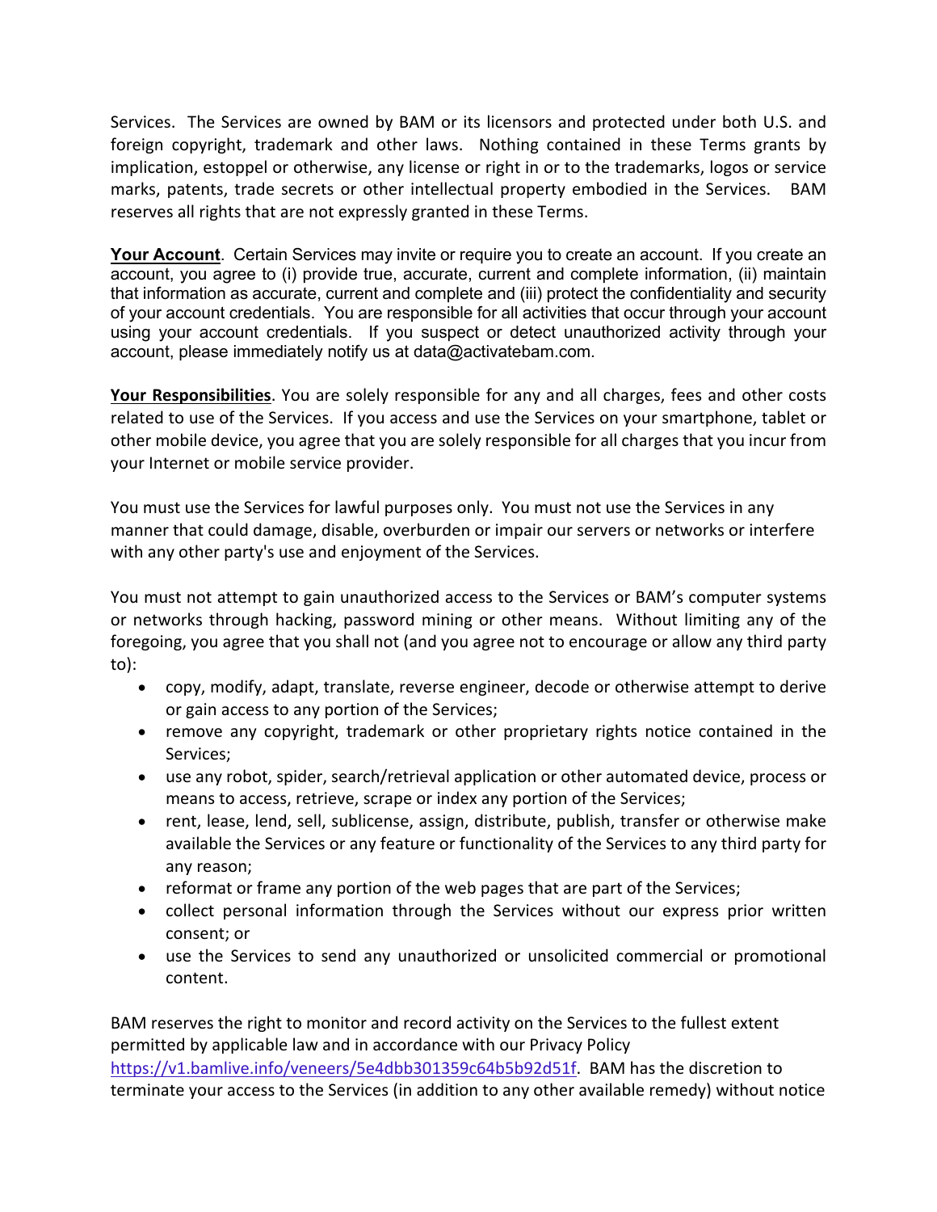Services. The Services are owned by BAM or its licensors and protected under both U.S. and foreign copyright, trademark and other laws. Nothing contained in these Terms grants by implication, estoppel or otherwise, any license or right in or to the trademarks, logos or service marks, patents, trade secrets or other intellectual property embodied in the Services. BAM reserves all rights that are not expressly granted in these Terms.

**Your Account**. Certain Services may invite or require you to create an account. If you create an account, you agree to (i) provide true, accurate, current and complete information, (ii) maintain that information as accurate, current and complete and (iii) protect the confidentiality and security of your account credentials. You are responsible for all activities that occur through your account using your account credentials. If you suspect or detect unauthorized activity through your account, please immediately notify us at data@activatebam.com.

**Your Responsibilities**. You are solely responsible for any and all charges, fees and other costs related to use of the Services. If you access and use the Services on your smartphone, tablet or other mobile device, you agree that you are solely responsible for all charges that you incur from your Internet or mobile service provider.

You must use the Services for lawful purposes only. You must not use the Services in any manner that could damage, disable, overburden or impair our servers or networks or interfere with any other party's use and enjoyment of the Services.

You must not attempt to gain unauthorized access to the Services or BAM's computer systems or networks through hacking, password mining or other means. Without limiting any of the foregoing, you agree that you shall not (and you agree not to encourage or allow any third party to):

- copy, modify, adapt, translate, reverse engineer, decode or otherwise attempt to derive or gain access to any portion of the Services;
- remove any copyright, trademark or other proprietary rights notice contained in the Services;
- use any robot, spider, search/retrieval application or other automated device, process or means to access, retrieve, scrape or index any portion of the Services;
- rent, lease, lend, sell, sublicense, assign, distribute, publish, transfer or otherwise make available the Services or any feature or functionality of the Services to any third party for any reason;
- reformat or frame any portion of the web pages that are part of the Services;
- collect personal information through the Services without our express prior written consent; or
- use the Services to send any unauthorized or unsolicited commercial or promotional content.

BAM reserves the right to monitor and record activity on the Services to the fullest extent permitted by applicable law and in accordance with our Privacy Policy https://v1.bamlive.info/veneers/5e4dbb301359c64b5b92d51f. BAM has the discretion to terminate your access to the Services (in addition to any other available remedy) without notice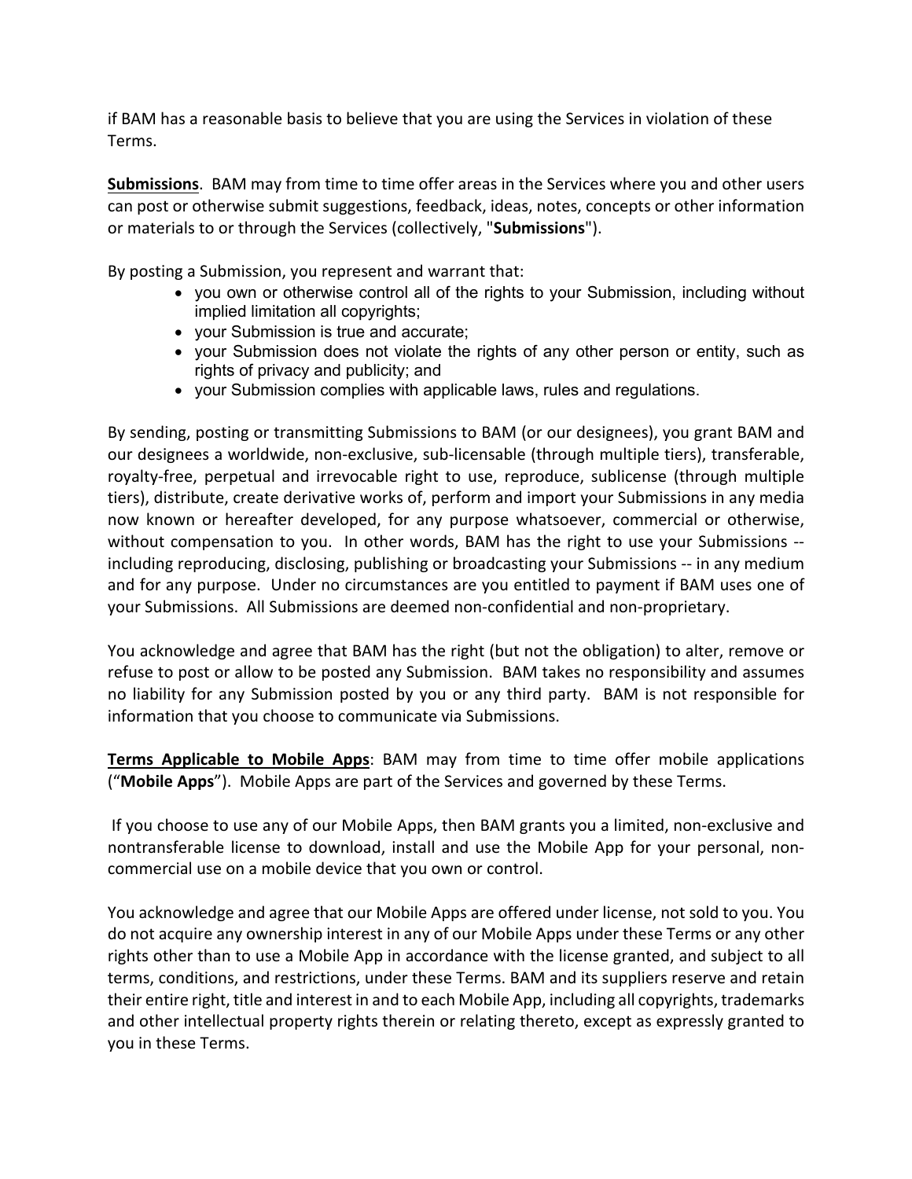if BAM has a reasonable basis to believe that you are using the Services in violation of these Terms.

**<u>Submissions</u>**. BAM may from time to time offer areas in the Services where you and other users can post or otherwise submit suggestions, feedback, ideas, notes, concepts or other information or materials to or through the Services (collectively, "**Submissions**").

By posting a Submission, you represent and warrant that:

- you own or otherwise control all of the rights to your Submission, including without implied limitation all copyrights;
- your Submission is true and accurate;
- your Submission does not violate the rights of any other person or entity, such as rights of privacy and publicity; and
- your Submission complies with applicable laws, rules and regulations.

By sending, posting or transmitting Submissions to BAM (or our designees), you grant BAM and our designees a worldwide, non-exclusive, sub-licensable (through multiple tiers), transferable, royalty-free, perpetual and irrevocable right to use, reproduce, sublicense (through multiple tiers), distribute, create derivative works of, perform and import your Submissions in any media now known or hereafter developed, for any purpose whatsoever, commercial or otherwise, without compensation to you. In other words, BAM has the right to use your Submissions -- including reproducing, disclosing, publishing or broadcasting your Submissions -- in any medium and for any purpose. Under no circumstances are you entitled to payment if BAM uses one of your Submissions. All Submissions are deemed non-confidential and non-proprietary.

You acknowledge and agree that BAM has the right (but not the obligation) to alter, remove or refuse to post or allow to be posted any Submission. BAM takes no responsibility and assumes no liability for any Submission posted by you or any third party. BAM is not responsible for information that you choose to communicate via Submissions.

**<u>Terms Applicable to Mobile Apps</u>**: BAM may from time to time offer mobile applications (“**Mobile Apps**”). Mobile Apps are part of the Services and governed by these Terms.

If you choose to use any of our Mobile Apps, then BAM grants you a limited, non-exclusive and nontransferable license to download, install and use the Mobile App for your personal, non-commercial use on a mobile device that you own or control.

You acknowledge and agree that our Mobile Apps are offered under license, not sold to you. You do not acquire any ownership interest in any of our Mobile Apps under these Terms or any other rights other than to use a Mobile App in accordance with the license granted, and subject to all terms, conditions, and restrictions, under these Terms. BAM and its suppliers reserve and retain their entire right, title and interest in and to each Mobile App, including all copyrights, trademarks and other intellectual property rights therein or relating thereto, except as expressly granted to you in these Terms.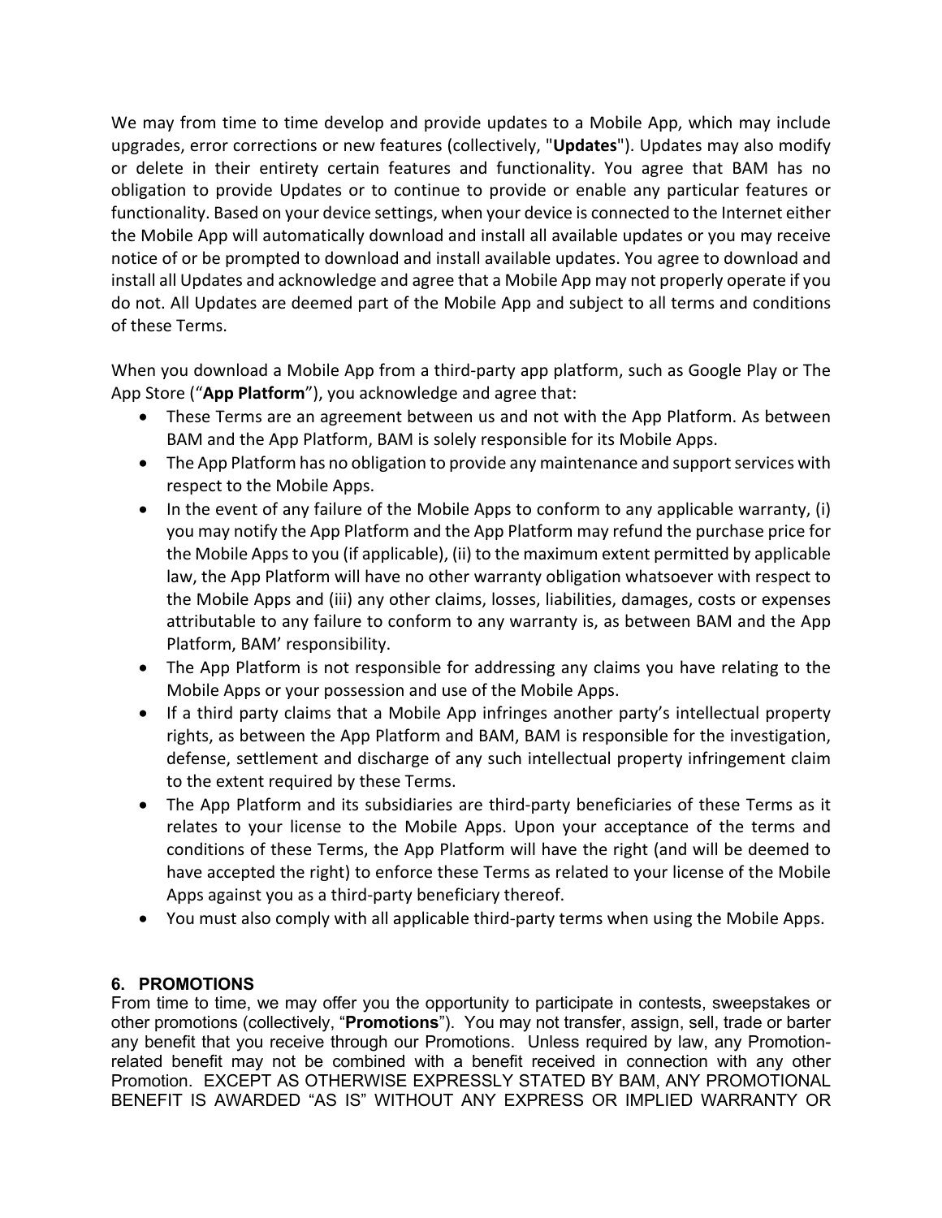We may from time to time develop and provide updates to a Mobile App, which may include upgrades, error corrections or new features (collectively, "**Updates**"). Updates may also modify or delete in their entirety certain features and functionality. You agree that BAM has no obligation to provide Updates or to continue to provide or enable any particular features or functionality. Based on your device settings, when your device is connected to the Internet either the Mobile App will automatically download and install all available updates or you may receive notice of or be prompted to download and install available updates. You agree to download and install all Updates and acknowledge and agree that a Mobile App may not properly operate if you do not. All Updates are deemed part of the Mobile App and subject to all terms and conditions of these Terms.

When you download a Mobile App from a third-party app platform, such as Google Play or The App Store (“**App Platform**”), you acknowledge and agree that:

- These Terms are an agreement between us and not with the App Platform. As between BAM and the App Platform, BAM is solely responsible for its Mobile Apps.
- The App Platform has no obligation to provide any maintenance and support services with respect to the Mobile Apps.
- In the event of any failure of the Mobile Apps to conform to any applicable warranty, (i) you may notify the App Platform and the App Platform may refund the purchase price for the Mobile Apps to you (if applicable), (ii) to the maximum extent permitted by applicable law, the App Platform will have no other warranty obligation whatsoever with respect to the Mobile Apps and (iii) any other claims, losses, liabilities, damages, costs or expenses attributable to any failure to conform to any warranty is, as between BAM and the App Platform, BAM’ responsibility.
- The App Platform is not responsible for addressing any claims you have relating to the Mobile Apps or your possession and use of the Mobile Apps.
- If a third party claims that a Mobile App infringes another party’s intellectual property rights, as between the App Platform and BAM, BAM is responsible for the investigation, defense, settlement and discharge of any such intellectual property infringement claim to the extent required by these Terms.
- The App Platform and its subsidiaries are third-party beneficiaries of these Terms as it relates to your license to the Mobile Apps. Upon your acceptance of the terms and conditions of these Terms, the App Platform will have the right (and will be deemed to have accepted the right) to enforce these Terms as related to your license of the Mobile Apps against you as a third-party beneficiary thereof.
- You must also comply with all applicable third-party terms when using the Mobile Apps.

## 6. PROMOTIONS

From time to time, we may offer you the opportunity to participate in contests, sweepstakes or other promotions (collectively, “**Promotions**”). You may not transfer, assign, sell, trade or barter any benefit that you receive through our Promotions. Unless required by law, any Promotion-related benefit may not be combined with a benefit received in connection with any other Promotion. EXCEPT AS OTHERWISE EXPRESSLY STATED BY BAM, ANY PROMOTIONAL BENEFIT IS AWARDED “AS IS” WITHOUT ANY EXPRESS OR IMPLIED WARRANTY OR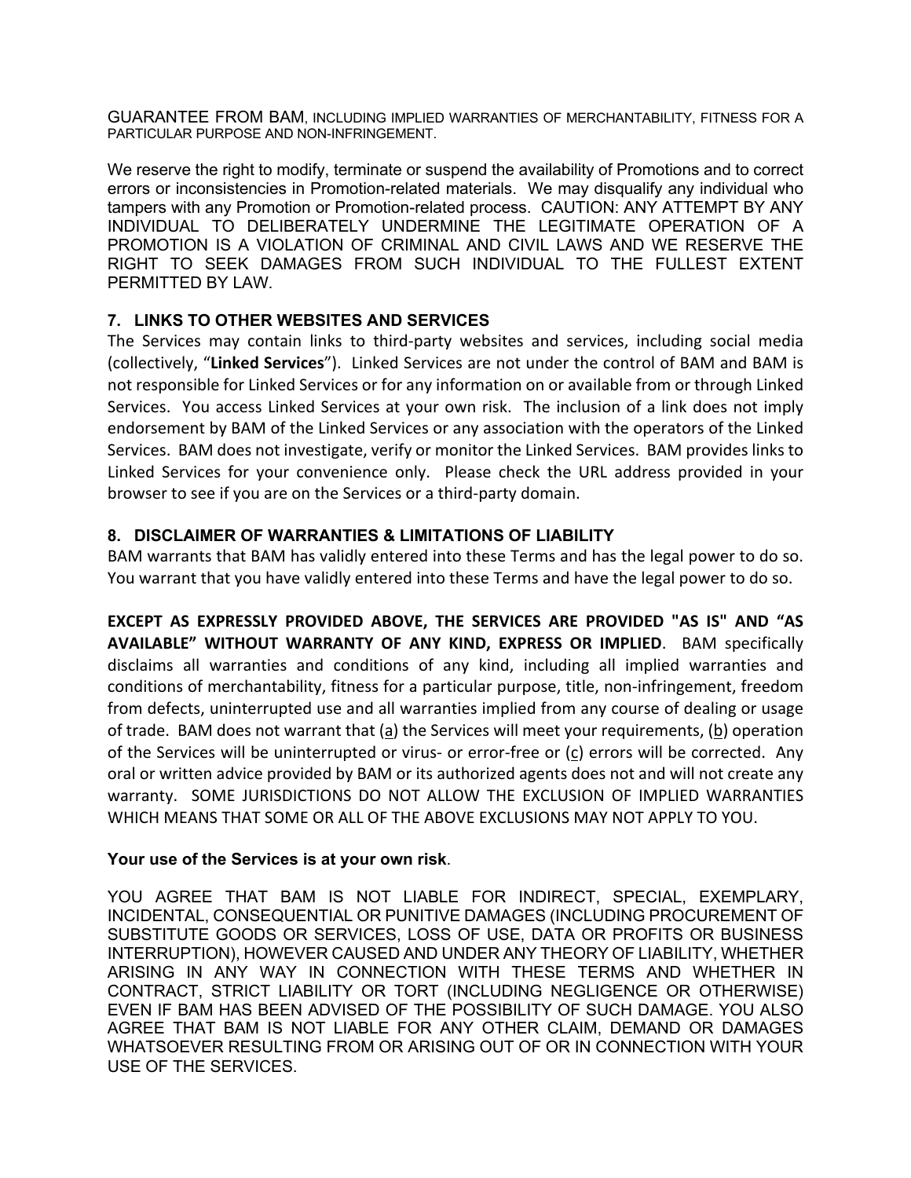GUARANTEE FROM BAM, INCLUDING IMPLIED WARRANTIES OF MERCHANTABILITY, FITNESS FOR A PARTICULAR PURPOSE AND NON-INFRINGEMENT.

We reserve the right to modify, terminate or suspend the availability of Promotions and to correct errors or inconsistencies in Promotion-related materials. We may disqualify any individual who tampers with any Promotion or Promotion-related process. CAUTION: ANY ATTEMPT BY ANY INDIVIDUAL TO DELIBERATELY UNDERMINE THE LEGITIMATE OPERATION OF A PROMOTION IS A VIOLATION OF CRIMINAL AND CIVIL LAWS AND WE RESERVE THE RIGHT TO SEEK DAMAGES FROM SUCH INDIVIDUAL TO THE FULLEST EXTENT PERMITTED BY LAW.

### 7. LINKS TO OTHER WEBSITES AND SERVICES

The Services may contain links to third-party websites and services, including social media (collectively, "**Linked Services**"). Linked Services are not under the control of BAM and BAM is not responsible for Linked Services or for any information on or available from or through Linked Services. You access Linked Services at your own risk. The inclusion of a link does not imply endorsement by BAM of the Linked Services or any association with the operators of the Linked Services. BAM does not investigate, verify or monitor the Linked Services. BAM provides links to Linked Services for your convenience only. Please check the URL address provided in your browser to see if you are on the Services or a third-party domain.

### 8. DISCLAIMER OF WARRANTIES & LIMITATIONS OF LIABILITY

BAM warrants that BAM has validly entered into these Terms and has the legal power to do so. You warrant that you have validly entered into these Terms and have the legal power to do so.

**EXCEPT AS EXPRESSLY PROVIDED ABOVE, THE SERVICES ARE PROVIDED "AS IS" AND "AS AVAILABLE" WITHOUT WARRANTY OF ANY KIND, EXPRESS OR IMPLIED**. BAM specifically disclaims all warranties and conditions of any kind, including all implied warranties and conditions of merchantability, fitness for a particular purpose, title, non-infringement, freedom from defects, uninterrupted use and all warranties implied from any course of dealing or usage of trade. BAM does not warrant that (a) the Services will meet your requirements, (b) operation of the Services will be uninterrupted or virus- or error-free or (c) errors will be corrected. Any oral or written advice provided by BAM or its authorized agents does not and will not create any warranty. SOME JURISDICTIONS DO NOT ALLOW THE EXCLUSION OF IMPLIED WARRANTIES WHICH MEANS THAT SOME OR ALL OF THE ABOVE EXCLUSIONS MAY NOT APPLY TO YOU.

**Your use of the Services is at your own risk**.

YOU AGREE THAT BAM IS NOT LIABLE FOR INDIRECT, SPECIAL, EXEMPLARY, INCIDENTAL, CONSEQUENTIAL OR PUNITIVE DAMAGES (INCLUDING PROCUREMENT OF SUBSTITUTE GOODS OR SERVICES, LOSS OF USE, DATA OR PROFITS OR BUSINESS INTERRUPTION), HOWEVER CAUSED AND UNDER ANY THEORY OF LIABILITY, WHETHER ARISING IN ANY WAY IN CONNECTION WITH THESE TERMS AND WHETHER IN CONTRACT, STRICT LIABILITY OR TORT (INCLUDING NEGLIGENCE OR OTHERWISE) EVEN IF BAM HAS BEEN ADVISED OF THE POSSIBILITY OF SUCH DAMAGE. YOU ALSO AGREE THAT BAM IS NOT LIABLE FOR ANY OTHER CLAIM, DEMAND OR DAMAGES WHATSOEVER RESULTING FROM OR ARISING OUT OF OR IN CONNECTION WITH YOUR USE OF THE SERVICES.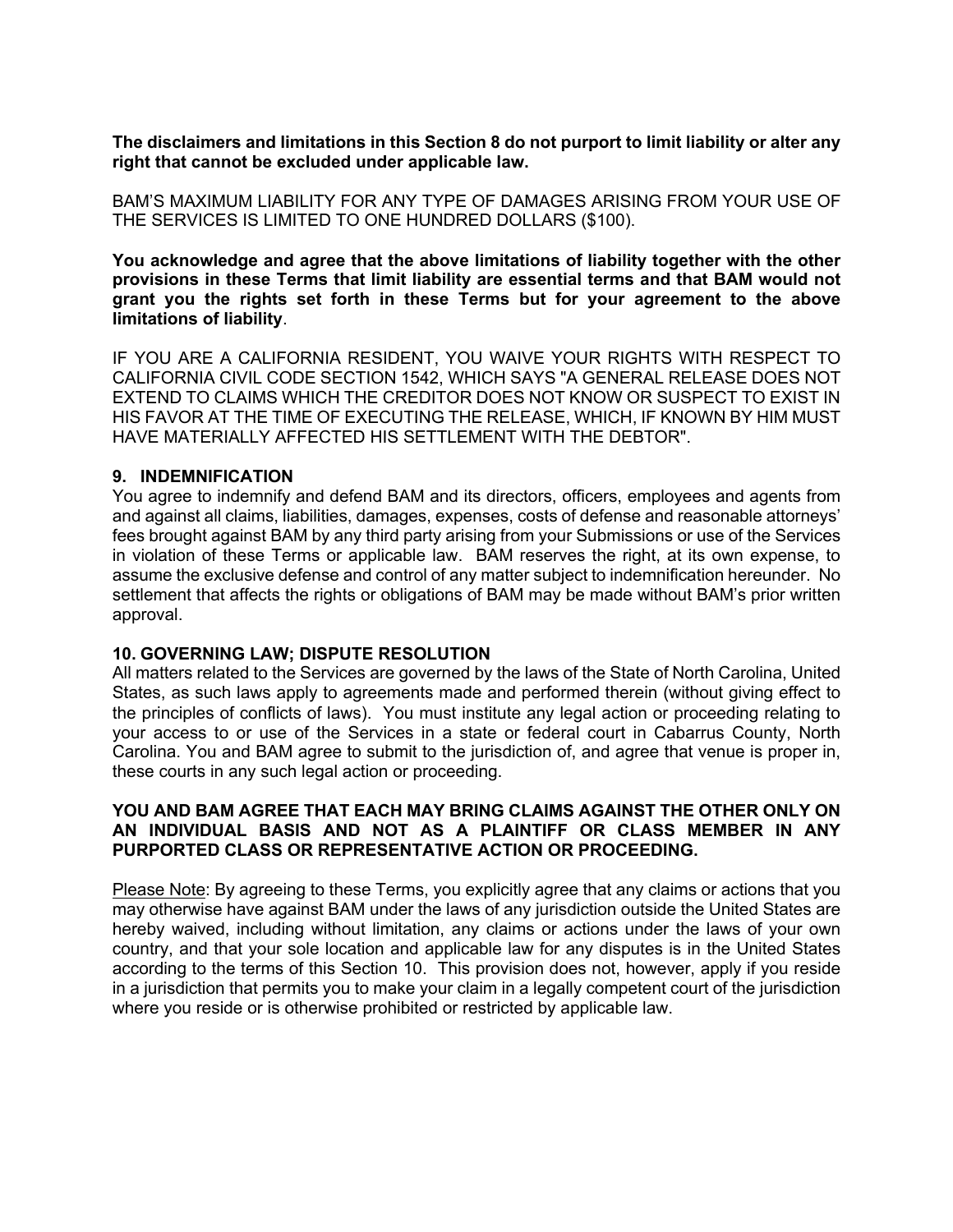**The disclaimers and limitations in this Section 8 do not purport to limit liability or alter any right that cannot be excluded under applicable law.**

BAM'S MAXIMUM LIABILITY FOR ANY TYPE OF DAMAGES ARISING FROM YOUR USE OF THE SERVICES IS LIMITED TO ONE HUNDRED DOLLARS ($100).

**You acknowledge and agree that the above limitations of liability together with the other provisions in these Terms that limit liability are essential terms and that BAM would not grant you the rights set forth in these Terms but for your agreement to the above limitations of liability**.

IF YOU ARE A CALIFORNIA RESIDENT, YOU WAIVE YOUR RIGHTS WITH RESPECT TO CALIFORNIA CIVIL CODE SECTION 1542, WHICH SAYS "A GENERAL RELEASE DOES NOT EXTEND TO CLAIMS WHICH THE CREDITOR DOES NOT KNOW OR SUSPECT TO EXIST IN HIS FAVOR AT THE TIME OF EXECUTING THE RELEASE, WHICH, IF KNOWN BY HIM MUST HAVE MATERIALLY AFFECTED HIS SETTLEMENT WITH THE DEBTOR".

## 9. INDEMNIFICATION

You agree to indemnify and defend BAM and its directors, officers, employees and agents from and against all claims, liabilities, damages, expenses, costs of defense and reasonable attorneys' fees brought against BAM by any third party arising from your Submissions or use of the Services in violation of these Terms or applicable law. BAM reserves the right, at its own expense, to assume the exclusive defense and control of any matter subject to indemnification hereunder. No settlement that affects the rights or obligations of BAM may be made without BAM's prior written approval.

## 10. GOVERNING LAW; DISPUTE RESOLUTION

All matters related to the Services are governed by the laws of the State of North Carolina, United States, as such laws apply to agreements made and performed therein (without giving effect to the principles of conflicts of laws). You must institute any legal action or proceeding relating to your access to or use of the Services in a state or federal court in Cabarrus County, North Carolina. You and BAM agree to submit to the jurisdiction of, and agree that venue is proper in, these courts in any such legal action or proceeding.

**YOU AND BAM AGREE THAT EACH MAY BRING CLAIMS AGAINST THE OTHER ONLY ON AN INDIVIDUAL BASIS AND NOT AS A PLAINTIFF OR CLASS MEMBER IN ANY PURPORTED CLASS OR REPRESENTATIVE ACTION OR PROCEEDING.**

Please Note: By agreeing to these Terms, you explicitly agree that any claims or actions that you may otherwise have against BAM under the laws of any jurisdiction outside the United States are hereby waived, including without limitation, any claims or actions under the laws of your own country, and that your sole location and applicable law for any disputes is in the United States according to the terms of this Section 10. This provision does not, however, apply if you reside in a jurisdiction that permits you to make your claim in a legally competent court of the jurisdiction where you reside or is otherwise prohibited or restricted by applicable law.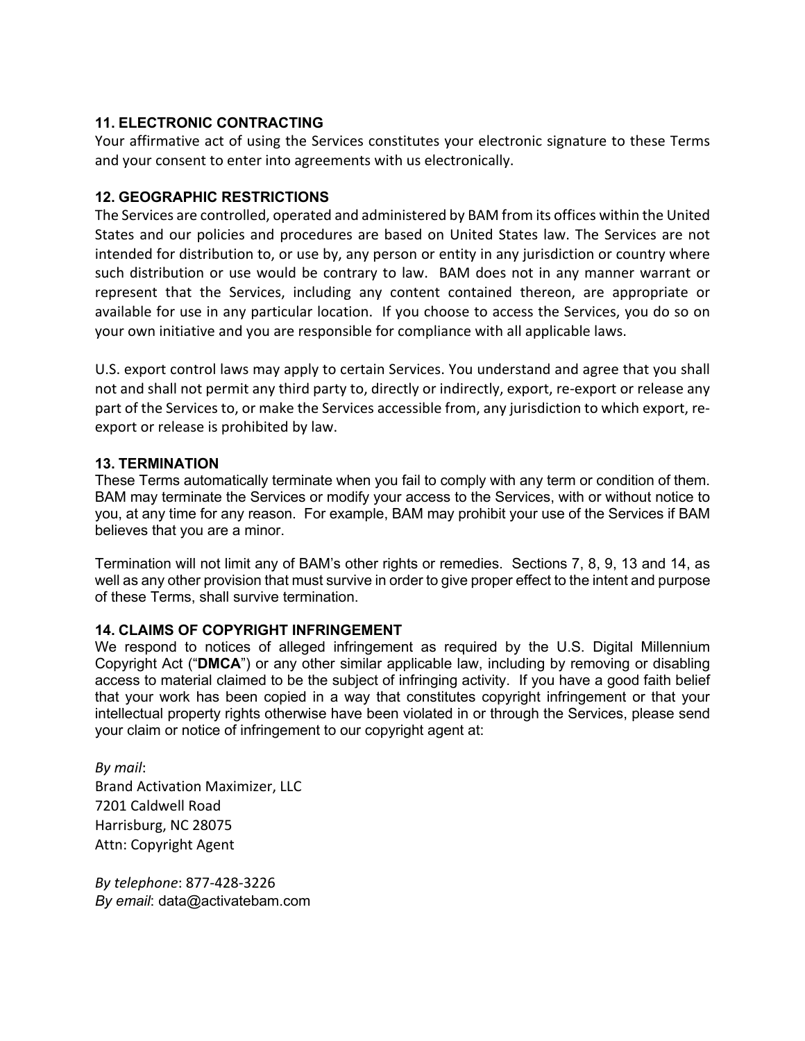## 11. ELECTRONIC CONTRACTING

Your affirmative act of using the Services constitutes your electronic signature to these Terms and your consent to enter into agreements with us electronically.

## 12. GEOGRAPHIC RESTRICTIONS

The Services are controlled, operated and administered by BAM from its offices within the United States and our policies and procedures are based on United States law. The Services are not intended for distribution to, or use by, any person or entity in any jurisdiction or country where such distribution or use would be contrary to law. BAM does not in any manner warrant or represent that the Services, including any content contained thereon, are appropriate or available for use in any particular location. If you choose to access the Services, you do so on your own initiative and you are responsible for compliance with all applicable laws.

U.S. export control laws may apply to certain Services. You understand and agree that you shall not and shall not permit any third party to, directly or indirectly, export, re-export or release any part of the Services to, or make the Services accessible from, any jurisdiction to which export, re-export or release is prohibited by law.

## 13. TERMINATION

These Terms automatically terminate when you fail to comply with any term or condition of them. BAM may terminate the Services or modify your access to the Services, with or without notice to you, at any time for any reason. For example, BAM may prohibit your use of the Services if BAM believes that you are a minor.

Termination will not limit any of BAM's other rights or remedies. Sections 7, 8, 9, 13 and 14, as well as any other provision that must survive in order to give proper effect to the intent and purpose of these Terms, shall survive termination.

## 14. CLAIMS OF COPYRIGHT INFRINGEMENT

We respond to notices of alleged infringement as required by the U.S. Digital Millennium Copyright Act ("**DMCA**") or any other similar applicable law, including by removing or disabling access to material claimed to be the subject of infringing activity. If you have a good faith belief that your work has been copied in a way that constitutes copyright infringement or that your intellectual property rights otherwise have been violated in or through the Services, please send your claim or notice of infringement to our copyright agent at:

*By mail*:
Brand Activation Maximizer, LLC
7201 Caldwell Road
Harrisburg, NC 28075
Attn: Copyright Agent

*By telephone*: 877-428-3226
*By email*: data@activatebam.com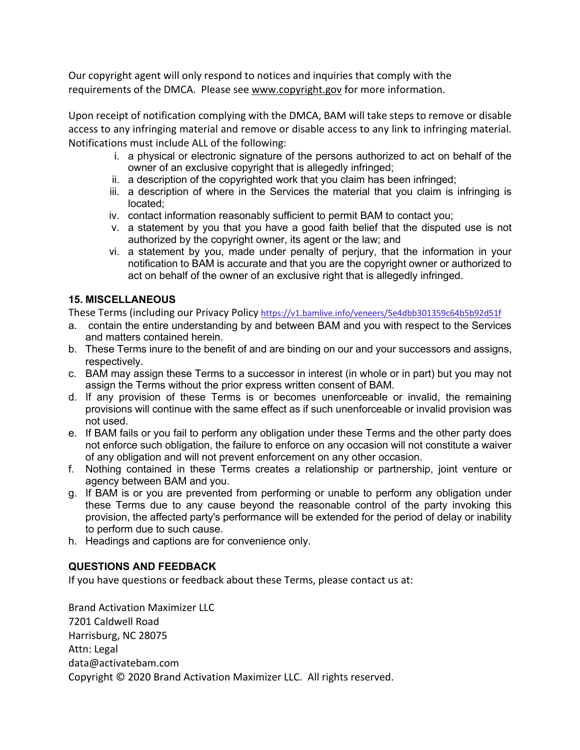Our copyright agent will only respond to notices and inquiries that comply with the requirements of the DMCA. Please see www.copyright.gov for more information.

Upon receipt of notification complying with the DMCA, BAM will take steps to remove or disable access to any infringing material and remove or disable access to any link to infringing material. Notifications must include ALL of the following:

i. a physical or electronic signature of the persons authorized to act on behalf of the owner of an exclusive copyright that is allegedly infringed;
ii. a description of the copyrighted work that you claim has been infringed;
iii. a description of where in the Services the material that you claim is infringing is located;
iv. contact information reasonably sufficient to permit BAM to contact you;
v. a statement by you that you have a good faith belief that the disputed use is not authorized by the copyright owner, its agent or the law; and
vi. a statement by you, made under penalty of perjury, that the information in your notification to BAM is accurate and that you are the copyright owner or authorized to act on behalf of the owner of an exclusive right that is allegedly infringed.

**15. MISCELLANEOUS**

These Terms (including our Privacy Policy https://v1.bamlive.info/veneers/5e4dbb301359c64b5b92d51f

a. contain the entire understanding by and between BAM and you with respect to the Services and matters contained herein.
b. These Terms inure to the benefit of and are binding on our and your successors and assigns, respectively.
c. BAM may assign these Terms to a successor in interest (in whole or in part) but you may not assign the Terms without the prior express written consent of BAM.
d. If any provision of these Terms is or becomes unenforceable or invalid, the remaining provisions will continue with the same effect as if such unenforceable or invalid provision was not used.
e. If BAM fails or you fail to perform any obligation under these Terms and the other party does not enforce such obligation, the failure to enforce on any occasion will not constitute a waiver of any obligation and will not prevent enforcement on any other occasion.
f. Nothing contained in these Terms creates a relationship or partnership, joint venture or agency between BAM and you.
g. If BAM is or you are prevented from performing or unable to perform any obligation under these Terms due to any cause beyond the reasonable control of the party invoking this provision, the affected party's performance will be extended for the period of delay or inability to perform due to such cause.
h. Headings and captions are for convenience only.

**QUESTIONS AND FEEDBACK**

If you have questions or feedback about these Terms, please contact us at:

Brand Activation Maximizer LLC
7201 Caldwell Road
Harrisburg, NC 28075
Attn: Legal
data@activatebam.com
Copyright © 2020 Brand Activation Maximizer LLC. All rights reserved.